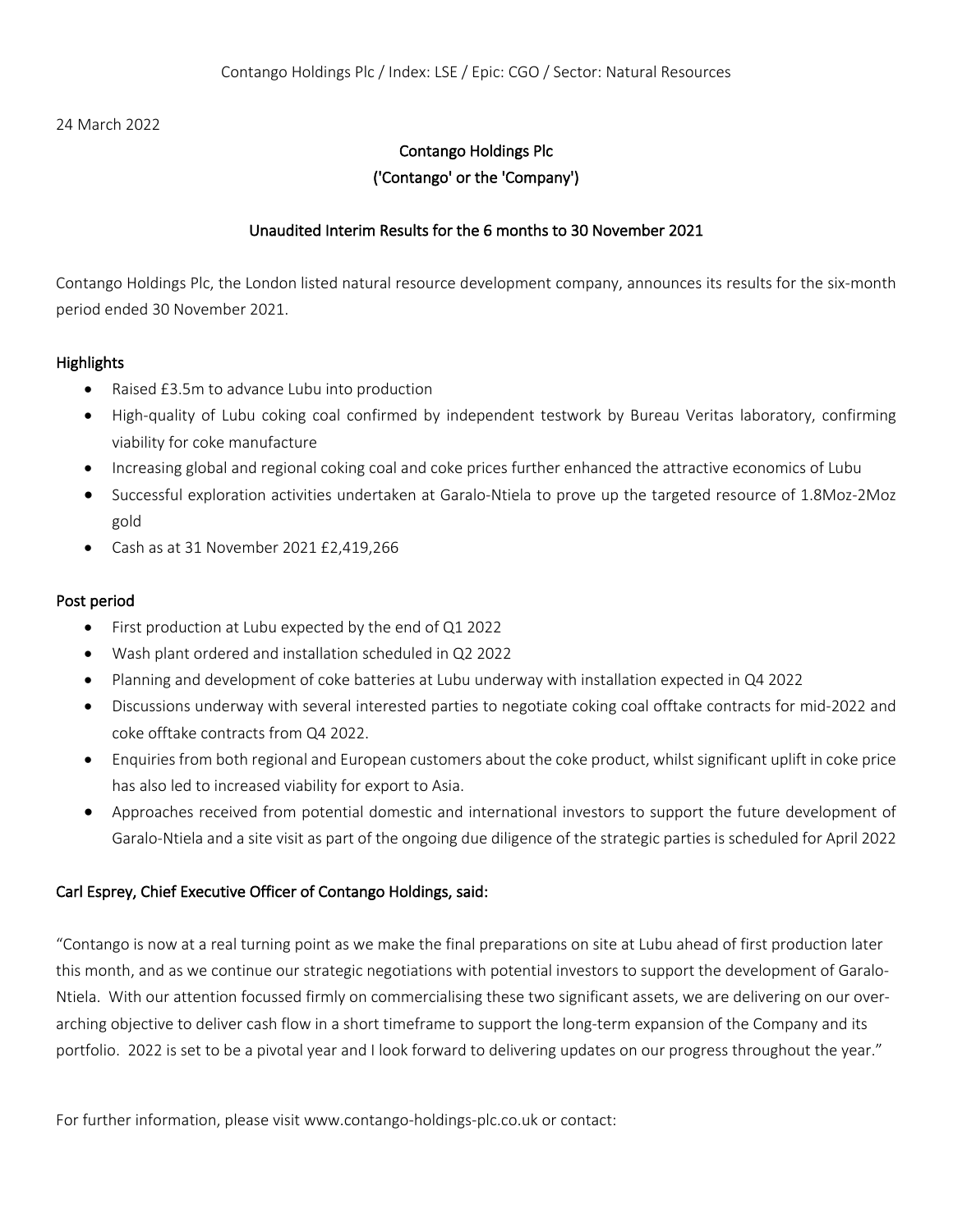Contango Holdings Plc / Index: LSE / Epic: CGO / Sector: Natural Resources

24 March 2022

# Contango Holdings Plc
## ('Contango' or the 'Company')

## Unaudited Interim Results for the 6 months to 30 November 2021

Contango Holdings Plc, the London listed natural resource development company, announces its results for the six-month period ended 30 November 2021.

### Highlights

- Raised £3.5m to advance Lubu into production
- High-quality of Lubu coking coal confirmed by independent testwork by Bureau Veritas laboratory, confirming viability for coke manufacture
- Increasing global and regional coking coal and coke prices further enhanced the attractive economics of Lubu
- Successful exploration activities undertaken at Garalo-Ntiela to prove up the targeted resource of 1.8Moz-2Moz gold
- Cash as at 31 November 2021 £2,419,266

### Post period

- First production at Lubu expected by the end of Q1 2022
- Wash plant ordered and installation scheduled in Q2 2022
- Planning and development of coke batteries at Lubu underway with installation expected in Q4 2022
- Discussions underway with several interested parties to negotiate coking coal offtake contracts for mid-2022 and coke offtake contracts from Q4 2022.
- Enquiries from both regional and European customers about the coke product, whilst significant uplift in coke price has also led to increased viability for export to Asia.
- Approaches received from potential domestic and international investors to support the future development of Garalo-Ntiela and a site visit as part of the ongoing due diligence of the strategic parties is scheduled for April 2022

### Carl Esprey, Chief Executive Officer of Contango Holdings, said:

"Contango is now at a real turning point as we make the final preparations on site at Lubu ahead of first production later this month, and as we continue our strategic negotiations with potential investors to support the development of Garalo-Ntiela. With our attention focussed firmly on commercialising these two significant assets, we are delivering on our over-arching objective to deliver cash flow in a short timeframe to support the long-term expansion of the Company and its portfolio. 2022 is set to be a pivotal year and I look forward to delivering updates on our progress throughout the year."

For further information, please visit www.contango-holdings-plc.co.uk or contact: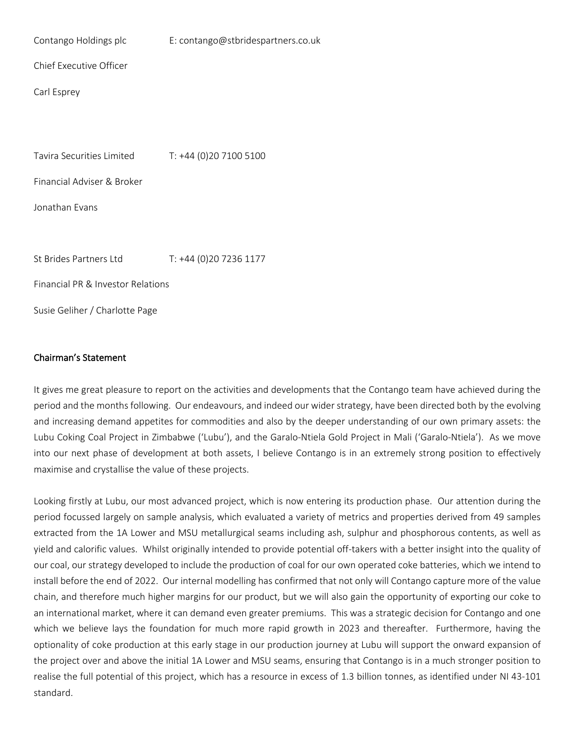Contango Holdings plc E: contango@stbridespartners.co.uk

Chief Executive Officer

Carl Esprey

Tavira Securities Limited T: +44 (0)20 7100 5100

Financial Adviser & Broker

Jonathan Evans

St Brides Partners Ltd T: +44 (0)20 7236 1177

Financial PR & Investor Relations

Susie Geliher / Charlotte Page

## Chairman's Statement

It gives me great pleasure to report on the activities and developments that the Contango team have achieved during the period and the months following. Our endeavours, and indeed our wider strategy, have been directed both by the evolving and increasing demand appetites for commodities and also by the deeper understanding of our own primary assets: the Lubu Coking Coal Project in Zimbabwe ('Lubu'), and the Garalo-Ntiela Gold Project in Mali ('Garalo-Ntiela'). As we move into our next phase of development at both assets, I believe Contango is in an extremely strong position to effectively maximise and crystallise the value of these projects.

Looking firstly at Lubu, our most advanced project, which is now entering its production phase. Our attention during the period focussed largely on sample analysis, which evaluated a variety of metrics and properties derived from 49 samples extracted from the 1A Lower and MSU metallurgical seams including ash, sulphur and phosphorous contents, as well as yield and calorific values. Whilst originally intended to provide potential off-takers with a better insight into the quality of our coal, our strategy developed to include the production of coal for our own operated coke batteries, which we intend to install before the end of 2022. Our internal modelling has confirmed that not only will Contango capture more of the value chain, and therefore much higher margins for our product, but we will also gain the opportunity of exporting our coke to an international market, where it can demand even greater premiums. This was a strategic decision for Contango and one which we believe lays the foundation for much more rapid growth in 2023 and thereafter. Furthermore, having the optionality of coke production at this early stage in our production journey at Lubu will support the onward expansion of the project over and above the initial 1A Lower and MSU seams, ensuring that Contango is in a much stronger position to realise the full potential of this project, which has a resource in excess of 1.3 billion tonnes, as identified under NI 43-101 standard.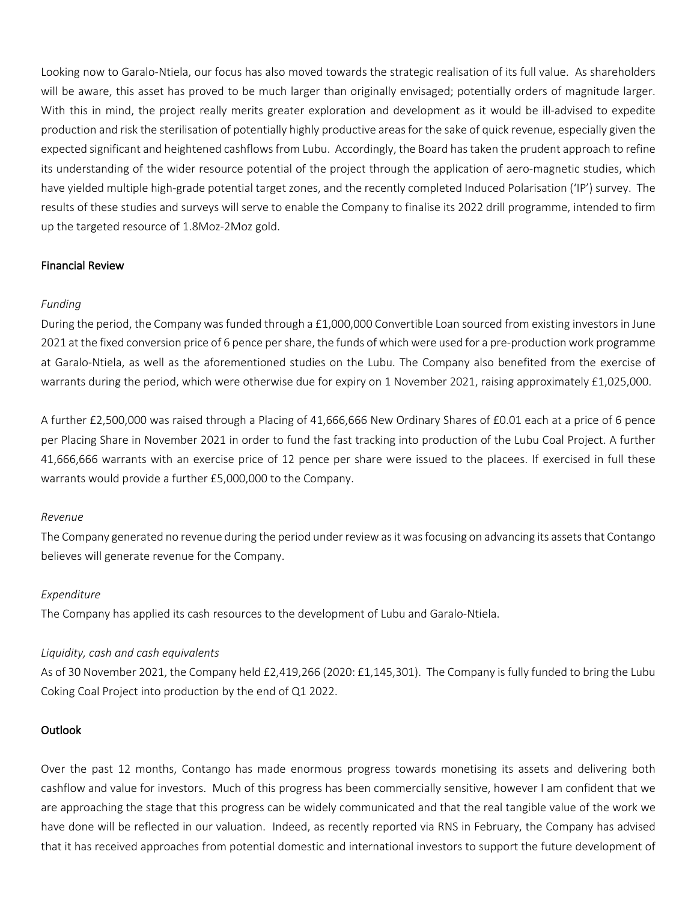Looking now to Garalo-Ntiela, our focus has also moved towards the strategic realisation of its full value. As shareholders will be aware, this asset has proved to be much larger than originally envisaged; potentially orders of magnitude larger. With this in mind, the project really merits greater exploration and development as it would be ill-advised to expedite production and risk the sterilisation of potentially highly productive areas for the sake of quick revenue, especially given the expected significant and heightened cashflows from Lubu. Accordingly, the Board has taken the prudent approach to refine its understanding of the wider resource potential of the project through the application of aero-magnetic studies, which have yielded multiple high-grade potential target zones, and the recently completed Induced Polarisation ('IP') survey. The results of these studies and surveys will serve to enable the Company to finalise its 2022 drill programme, intended to firm up the targeted resource of 1.8Moz-2Moz gold.

## Financial Review

*Funding*

During the period, the Company was funded through a £1,000,000 Convertible Loan sourced from existing investors in June 2021 at the fixed conversion price of 6 pence per share, the funds of which were used for a pre-production work programme at Garalo-Ntiela, as well as the aforementioned studies on the Lubu. The Company also benefited from the exercise of warrants during the period, which were otherwise due for expiry on 1 November 2021, raising approximately £1,025,000.

A further £2,500,000 was raised through a Placing of 41,666,666 New Ordinary Shares of £0.01 each at a price of 6 pence per Placing Share in November 2021 in order to fund the fast tracking into production of the Lubu Coal Project. A further 41,666,666 warrants with an exercise price of 12 pence per share were issued to the placees. If exercised in full these warrants would provide a further £5,000,000 to the Company.

*Revenue*

The Company generated no revenue during the period under review as it was focusing on advancing its assets that Contango believes will generate revenue for the Company.

*Expenditure*

The Company has applied its cash resources to the development of Lubu and Garalo-Ntiela.

*Liquidity, cash and cash equivalents*

As of 30 November 2021, the Company held £2,419,266 (2020: £1,145,301). The Company is fully funded to bring the Lubu Coking Coal Project into production by the end of Q1 2022.

## Outlook

Over the past 12 months, Contango has made enormous progress towards monetising its assets and delivering both cashflow and value for investors. Much of this progress has been commercially sensitive, however I am confident that we are approaching the stage that this progress can be widely communicated and that the real tangible value of the work we have done will be reflected in our valuation. Indeed, as recently reported via RNS in February, the Company has advised that it has received approaches from potential domestic and international investors to support the future development of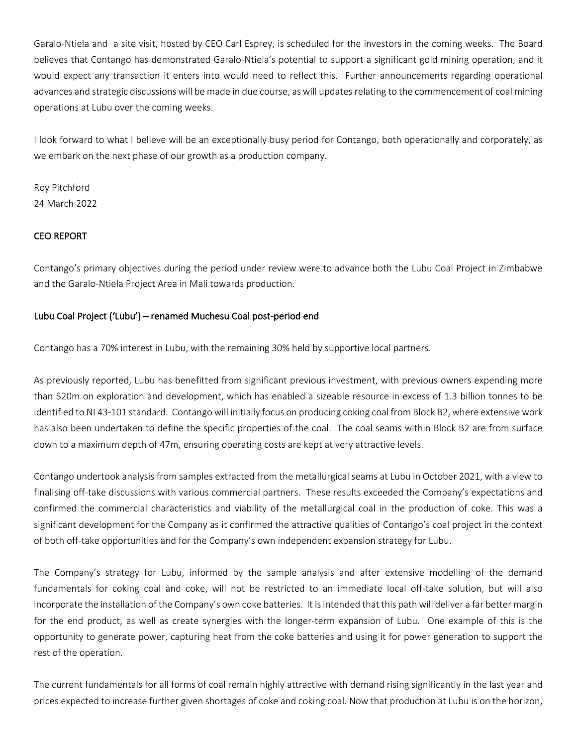Garalo-Ntiela and a site visit, hosted by CEO Carl Esprey, is scheduled for the investors in the coming weeks. The Board believes that Contango has demonstrated Garalo-Ntiela's potential to support a significant gold mining operation, and it would expect any transaction it enters into would need to reflect this. Further announcements regarding operational advances and strategic discussions will be made in due course, as will updates relating to the commencement of coal mining operations at Lubu over the coming weeks.

I look forward to what I believe will be an exceptionally busy period for Contango, both operationally and corporately, as we embark on the next phase of our growth as a production company.

Roy Pitchford
24 March 2022

## CEO REPORT

Contango's primary objectives during the period under review were to advance both the Lubu Coal Project in Zimbabwe and the Garalo-Ntiela Project Area in Mali towards production.

### Lubu Coal Project ('Lubu') – renamed Muchesu Coal post-period end

Contango has a 70% interest in Lubu, with the remaining 30% held by supportive local partners.

As previously reported, Lubu has benefitted from significant previous investment, with previous owners expending more than $20m on exploration and development, which has enabled a sizeable resource in excess of 1.3 billion tonnes to be identified to NI 43-101 standard. Contango will initially focus on producing coking coal from Block B2, where extensive work has also been undertaken to define the specific properties of the coal. The coal seams within Block B2 are from surface down to a maximum depth of 47m, ensuring operating costs are kept at very attractive levels.

Contango undertook analysis from samples extracted from the metallurgical seams at Lubu in October 2021, with a view to finalising off-take discussions with various commercial partners. These results exceeded the Company's expectations and confirmed the commercial characteristics and viability of the metallurgical coal in the production of coke. This was a significant development for the Company as it confirmed the attractive qualities of Contango's coal project in the context of both off-take opportunities and for the Company's own independent expansion strategy for Lubu.

The Company's strategy for Lubu, informed by the sample analysis and after extensive modelling of the demand fundamentals for coking coal and coke, will not be restricted to an immediate local off-take solution, but will also incorporate the installation of the Company's own coke batteries. It is intended that this path will deliver a far better margin for the end product, as well as create synergies with the longer-term expansion of Lubu. One example of this is the opportunity to generate power, capturing heat from the coke batteries and using it for power generation to support the rest of the operation.

The current fundamentals for all forms of coal remain highly attractive with demand rising significantly in the last year and prices expected to increase further given shortages of coke and coking coal. Now that production at Lubu is on the horizon,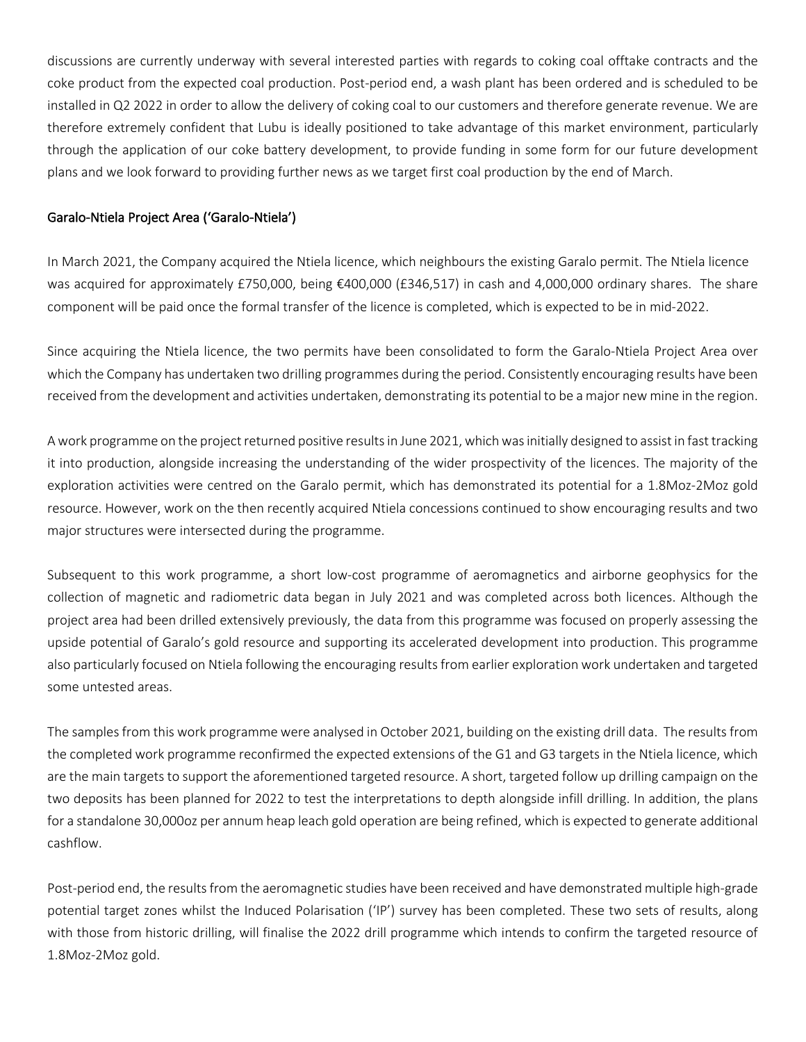discussions are currently underway with several interested parties with regards to coking coal offtake contracts and the coke product from the expected coal production. Post-period end, a wash plant has been ordered and is scheduled to be installed in Q2 2022 in order to allow the delivery of coking coal to our customers and therefore generate revenue. We are therefore extremely confident that Lubu is ideally positioned to take advantage of this market environment, particularly through the application of our coke battery development, to provide funding in some form for our future development plans and we look forward to providing further news as we target first coal production by the end of March.

Garalo-Ntiela Project Area ('Garalo-Ntiela')

In March 2021, the Company acquired the Ntiela licence, which neighbours the existing Garalo permit. The Ntiela licence was acquired for approximately £750,000, being €400,000 (£346,517) in cash and 4,000,000 ordinary shares. The share component will be paid once the formal transfer of the licence is completed, which is expected to be in mid-2022.

Since acquiring the Ntiela licence, the two permits have been consolidated to form the Garalo-Ntiela Project Area over which the Company has undertaken two drilling programmes during the period. Consistently encouraging results have been received from the development and activities undertaken, demonstrating its potential to be a major new mine in the region.

A work programme on the project returned positive results in June 2021, which was initially designed to assist in fast tracking it into production, alongside increasing the understanding of the wider prospectivity of the licences. The majority of the exploration activities were centred on the Garalo permit, which has demonstrated its potential for a 1.8Moz-2Moz gold resource. However, work on the then recently acquired Ntiela concessions continued to show encouraging results and two major structures were intersected during the programme.

Subsequent to this work programme, a short low-cost programme of aeromagnetics and airborne geophysics for the collection of magnetic and radiometric data began in July 2021 and was completed across both licences. Although the project area had been drilled extensively previously, the data from this programme was focused on properly assessing the upside potential of Garalo's gold resource and supporting its accelerated development into production. This programme also particularly focused on Ntiela following the encouraging results from earlier exploration work undertaken and targeted some untested areas.

The samples from this work programme were analysed in October 2021, building on the existing drill data. The results from the completed work programme reconfirmed the expected extensions of the G1 and G3 targets in the Ntiela licence, which are the main targets to support the aforementioned targeted resource. A short, targeted follow up drilling campaign on the two deposits has been planned for 2022 to test the interpretations to depth alongside infill drilling. In addition, the plans for a standalone 30,000oz per annum heap leach gold operation are being refined, which is expected to generate additional cashflow.

Post-period end, the results from the aeromagnetic studies have been received and have demonstrated multiple high-grade potential target zones whilst the Induced Polarisation ('IP') survey has been completed. These two sets of results, along with those from historic drilling, will finalise the 2022 drill programme which intends to confirm the targeted resource of 1.8Moz-2Moz gold.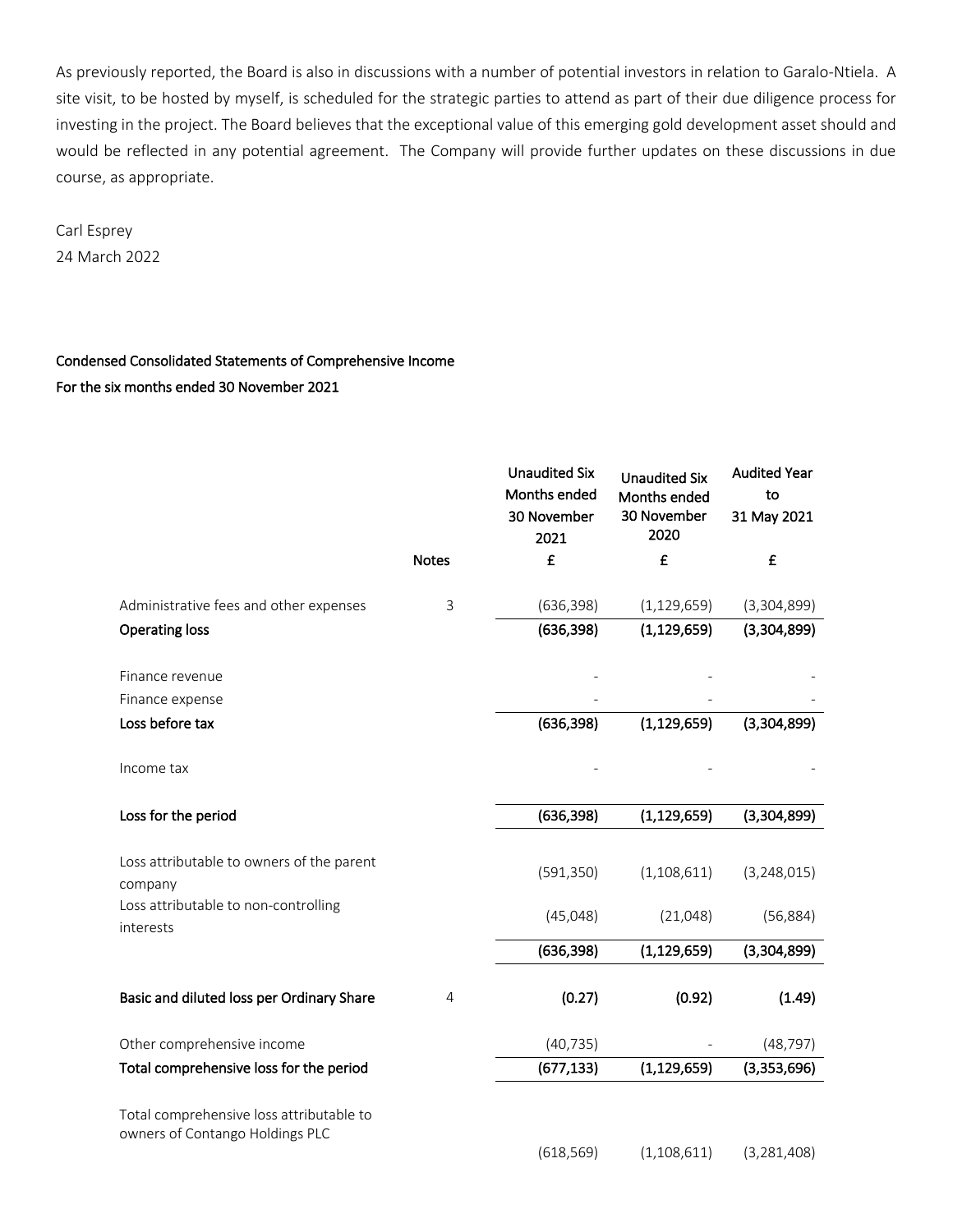As previously reported, the Board is also in discussions with a number of potential investors in relation to Garalo-Ntiela. A site visit, to be hosted by myself, is scheduled for the strategic parties to attend as part of their due diligence process for investing in the project. The Board believes that the exceptional value of this emerging gold development asset should and would be reflected in any potential agreement. The Company will provide further updates on these discussions in due course, as appropriate.

Carl Esprey
24 March 2022

**Condensed Consolidated Statements of Comprehensive Income**
**For the six months ended 30 November 2021**

| | Notes | Unaudited Six Months ended 30 November 2021 | Unaudited Six Months ended 30 November 2020 | Audited Year to 31 May 2021 |
|---|---|---|---|---|
| | | £ | £ | £ |
| Administrative fees and other expenses | 3 | (636,398) | (1,129,659) | (3,304,899) |
| **Operating loss** | | **(636,398)** | **(1,129,659)** | **(3,304,899)** |
| Finance revenue | | - | - | - |
| Finance expense | | - | - | - |
| **Loss before tax** | | **(636,398)** | **(1,129,659)** | **(3,304,899)** |
| Income tax | | - | - | - |
| **Loss for the period** | | **(636,398)** | **(1,129,659)** | **(3,304,899)** |
| Loss attributable to owners of the parent company | | (591,350) | (1,108,611) | (3,248,015) |
| Loss attributable to non-controlling interests | | (45,048) | (21,048) | (56,884) |
| | | **(636,398)** | **(1,129,659)** | **(3,304,899)** |
| **Basic and diluted loss per Ordinary Share** | 4 | **(0.27)** | **(0.92)** | **(1.49)** |
| Other comprehensive income | | (40,735) | - | (48,797) |
| **Total comprehensive loss for the period** | | **(677,133)** | **(1,129,659)** | **(3,353,696)** |
| Total comprehensive loss attributable to owners of Contango Holdings PLC | | (618,569) | (1,108,611) | (3,281,408) |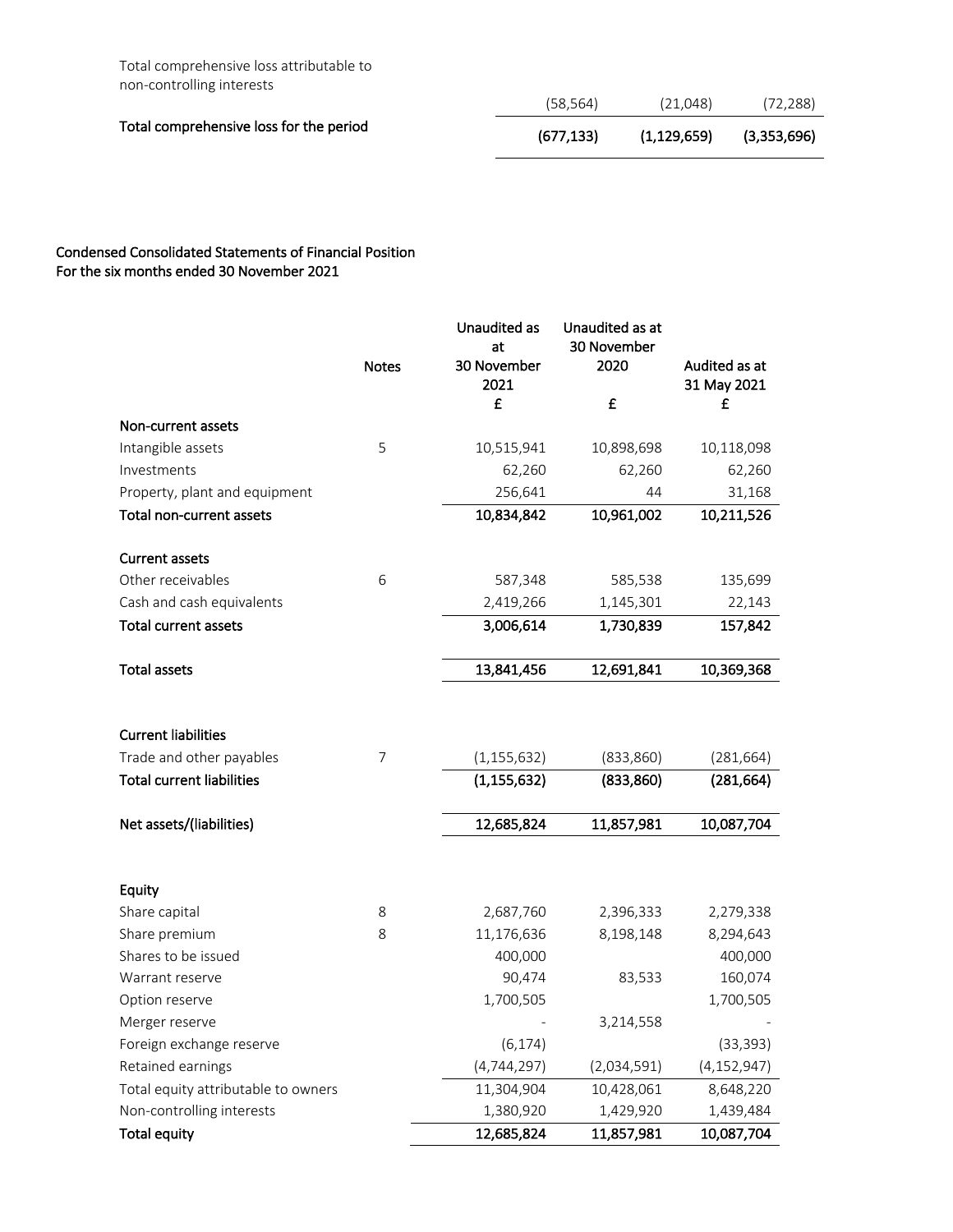| | | | |
|---|---|---|---|
| Total comprehensive loss attributable to non-controlling interests | (58,564) | (21,048) | (72,288) |
| **Total comprehensive loss for the period** | **(677,133)** | **(1,129,659)** | **(3,353,696)** |

## Condensed Consolidated Statements of Financial Position
## For the six months ended 30 November 2021

| | Notes | Unaudited as at 30 November 2021 £ | Unaudited as at 30 November 2020 £ | Audited as at 31 May 2021 £ |
|---|---|---|---|---|
| **Non-current assets** | | | | |
| Intangible assets | 5 | 10,515,941 | 10,898,698 | 10,118,098 |
| Investments | | 62,260 | 62,260 | 62,260 |
| Property, plant and equipment | | 256,641 | 44 | 31,168 |
| **Total non-current assets** | | **10,834,842** | **10,961,002** | **10,211,526** |
| | | | | |
| **Current assets** | | | | |
| Other receivables | 6 | 587,348 | 585,538 | 135,699 |
| Cash and cash equivalents | | 2,419,266 | 1,145,301 | 22,143 |
| **Total current assets** | | **3,006,614** | **1,730,839** | **157,842** |
| | | | | |
| **Total assets** | | **13,841,456** | **12,691,841** | **10,369,368** |
| | | | | |
| **Current liabilities** | | | | |
| Trade and other payables | 7 | (1,155,632) | (833,860) | (281,664) |
| **Total current liabilities** | | **(1,155,632)** | **(833,860)** | **(281,664)** |
| | | | | |
| **Net assets/(liabilities)** | | **12,685,824** | **11,857,981** | **10,087,704** |
| | | | | |
| **Equity** | | | | |
| Share capital | 8 | 2,687,760 | 2,396,333 | 2,279,338 |
| Share premium | 8 | 11,176,636 | 8,198,148 | 8,294,643 |
| Shares to be issued | | 400,000 | | 400,000 |
| Warrant reserve | | 90,474 | 83,533 | 160,074 |
| Option reserve | | 1,700,505 | | 1,700,505 |
| Merger reserve | | - | 3,214,558 | - |
| Foreign exchange reserve | | (6,174) | | (33,393) |
| Retained earnings | | (4,744,297) | (2,034,591) | (4,152,947) |
| Total equity attributable to owners | | 11,304,904 | 10,428,061 | 8,648,220 |
| Non-controlling interests | | 1,380,920 | 1,429,920 | 1,439,484 |
| **Total equity** | | **12,685,824** | **11,857,981** | **10,087,704** |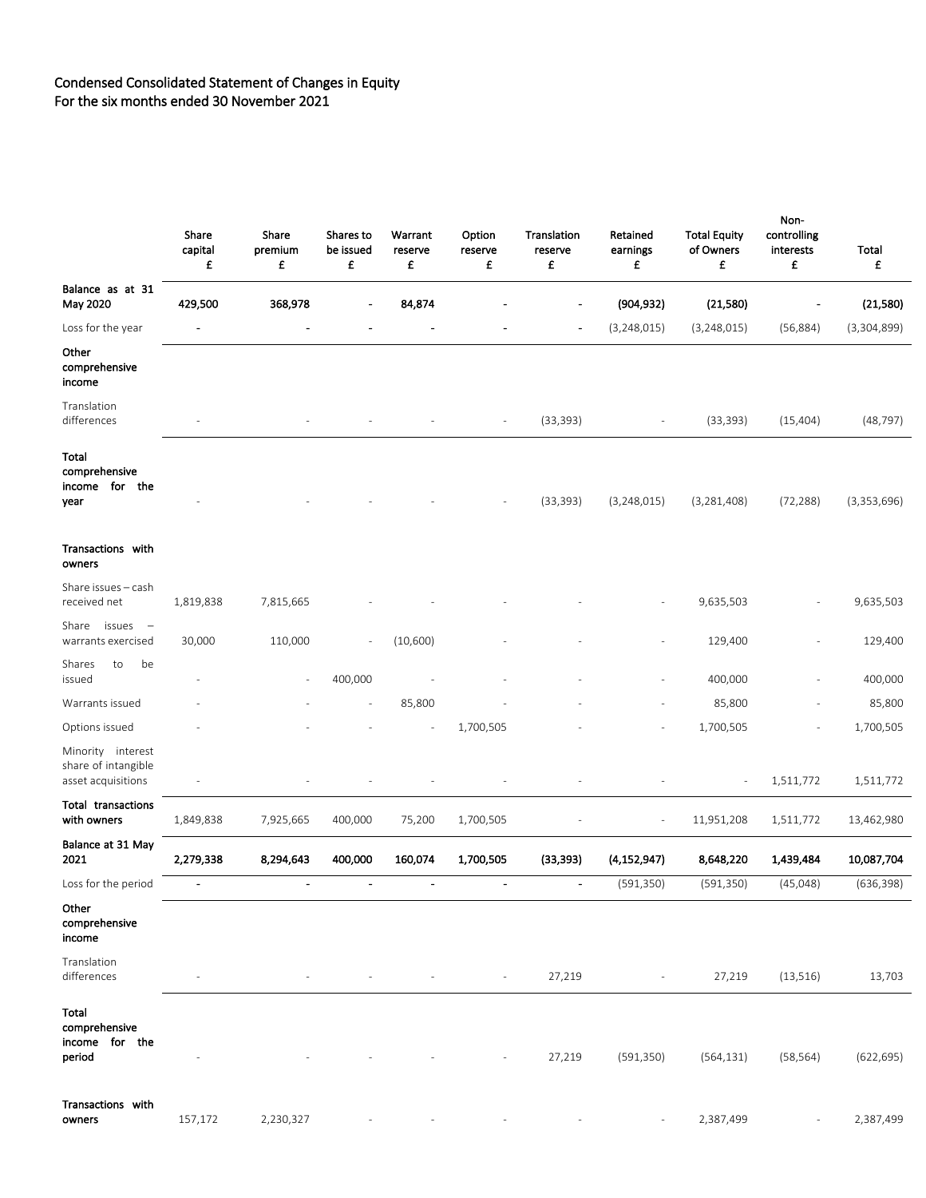# Condensed Consolidated Statement of Changes in Equity
## For the six months ended 30 November 2021

| | Share capital £ | Share premium £ | Shares to be issued £ | Warrant reserve £ | Option reserve £ | Translation reserve £ | Retained earnings £ | Total Equity of Owners £ | Non-controlling interests £ | Total £ |
|---|---|---|---|---|---|---|---|---|---|---|
| **Balance as at 31 May 2020** | **429,500** | **368,978** | **-** | **84,874** | **-** | **-** | **(904,932)** | **(21,580)** | **-** | **(21,580)** |
| Loss for the year | - | - | - | - | - | - | (3,248,015) | (3,248,015) | (56,884) | (3,304,899) |
| **Other comprehensive income** | | | | | | | | | | |
| Translation differences | - | - | - | - | - | (33,393) | - | (33,393) | (15,404) | (48,797) |
| **Total comprehensive income for the year** | - | - | - | - | - | (33,393) | (3,248,015) | (3,281,408) | (72,288) | (3,353,696) |
| **Transactions with owners** | | | | | | | | | | |
| Share issues – cash received net | 1,819,838 | 7,815,665 | - | - | - | - | - | 9,635,503 | - | 9,635,503 |
| Share issues – warrants exercised | 30,000 | 110,000 | - | (10,600) | - | - | - | 129,400 | - | 129,400 |
| Shares to be issued | - | - | 400,000 | - | - | - | - | 400,000 | - | 400,000 |
| Warrants issued | - | - | - | 85,800 | - | - | - | 85,800 | - | 85,800 |
| Options issued | - | - | - | - | 1,700,505 | - | - | 1,700,505 | - | 1,700,505 |
| Minority interest share of intangible asset acquisitions | - | - | - | - | - | - | - | - | 1,511,772 | 1,511,772 |
| **Total transactions with owners** | 1,849,838 | 7,925,665 | 400,000 | 75,200 | 1,700,505 | - | - | 11,951,208 | 1,511,772 | 13,462,980 |
| **Balance at 31 May 2021** | **2,279,338** | **8,294,643** | **400,000** | **160,074** | **1,700,505** | **(33,393)** | **(4,152,947)** | **8,648,220** | **1,439,484** | **10,087,704** |
| Loss for the period | - | - | - | - | - | - | (591,350) | (591,350) | (45,048) | (636,398) |
| **Other comprehensive income** | | | | | | | | | | |
| Translation differences | - | - | - | - | - | 27,219 | - | 27,219 | (13,516) | 13,703 |
| **Total comprehensive income for the period** | - | - | - | - | - | 27,219 | (591,350) | (564,131) | (58,564) | (622,695) |
| **Transactions with owners** | 157,172 | 2,230,327 | - | - | - | - | - | 2,387,499 | - | 2,387,499 |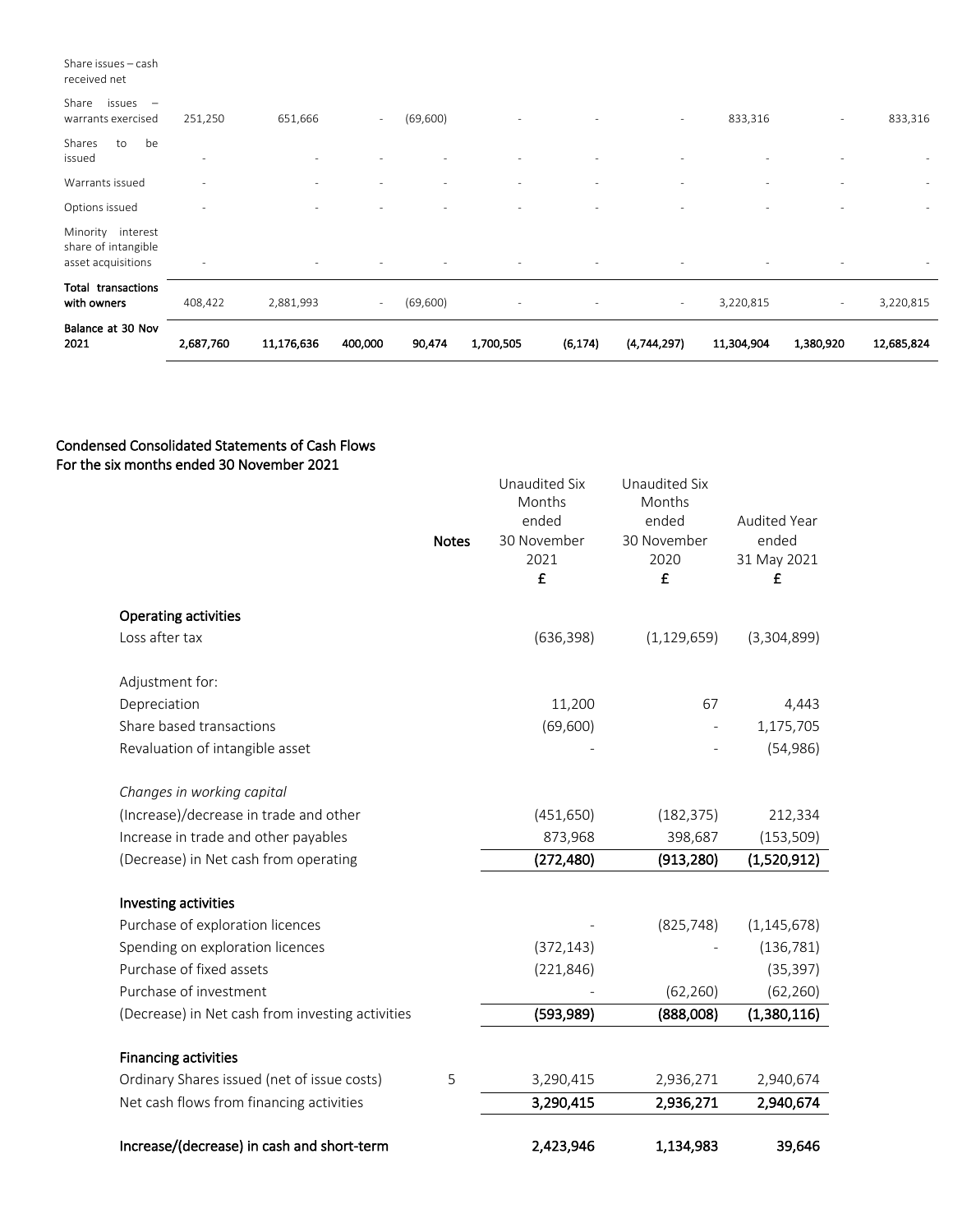| | | | | | | | | | | |
|---|---|---|---|---|---|---|---|---|---|---|
| Share issues – cash received net | | | | | | | | | | |
| Share issues – warrants exercised | 251,250 | 651,666 | - | (69,600) | - | - | - | 833,316 | - | 833,316 |
| Shares to be issued | - | - | - | - | - | - | - | - | - | - |
| Warrants issued | - | - | - | - | - | - | - | - | - | - |
| Options issued | - | - | - | - | - | - | - | - | - | - |
| Minority interest share of intangible asset acquisitions | - | - | - | - | - | - | - | - | - | - |
| **Total transactions with owners** | 408,422 | 2,881,993 | - | (69,600) | - | - | - | 3,220,815 | - | 3,220,815 |
| **Balance at 30 Nov 2021** | **2,687,760** | **11,176,636** | **400,000** | **90,474** | **1,700,505** | **(6,174)** | **(4,744,297)** | **11,304,904** | **1,380,920** | **12,685,824** |

## Condensed Consolidated Statements of Cash Flows
## For the six months ended 30 November 2021

| | Notes | Unaudited Six Months ended 30 November 2021 £ | Unaudited Six Months ended 30 November 2020 £ | Audited Year ended 31 May 2021 £ |
|---|---|---|---|---|
| **Operating activities** | | | | |
| Loss after tax | | (636,398) | (1,129,659) | (3,304,899) |
| | | | | |
| Adjustment for: | | | | |
| Depreciation | | 11,200 | 67 | 4,443 |
| Share based transactions | | (69,600) | - | 1,175,705 |
| Revaluation of intangible asset | | - | - | (54,986) |
| | | | | |
| *Changes in working capital* | | | | |
| (Increase)/decrease in trade and other | | (451,650) | (182,375) | 212,334 |
| Increase in trade and other payables | | 873,968 | 398,687 | (153,509) |
| (Decrease) in Net cash from operating | | **(272,480)** | **(913,280)** | **(1,520,912)** |
| | | | | |
| **Investing activities** | | | | |
| Purchase of exploration licences | | - | (825,748) | (1,145,678) |
| Spending on exploration licences | | (372,143) | - | (136,781) |
| Purchase of fixed assets | | (221,846) | | (35,397) |
| Purchase of investment | | - | (62,260) | (62,260) |
| (Decrease) in Net cash from investing activities | | **(593,989)** | **(888,008)** | **(1,380,116)** |
| | | | | |
| **Financing activities** | | | | |
| Ordinary Shares issued (net of issue costs) | 5 | 3,290,415 | 2,936,271 | 2,940,674 |
| Net cash flows from financing activities | | **3,290,415** | **2,936,271** | **2,940,674** |
| | | | | |
| **Increase/(decrease) in cash and short-term** | | **2,423,946** | **1,134,983** | **39,646** |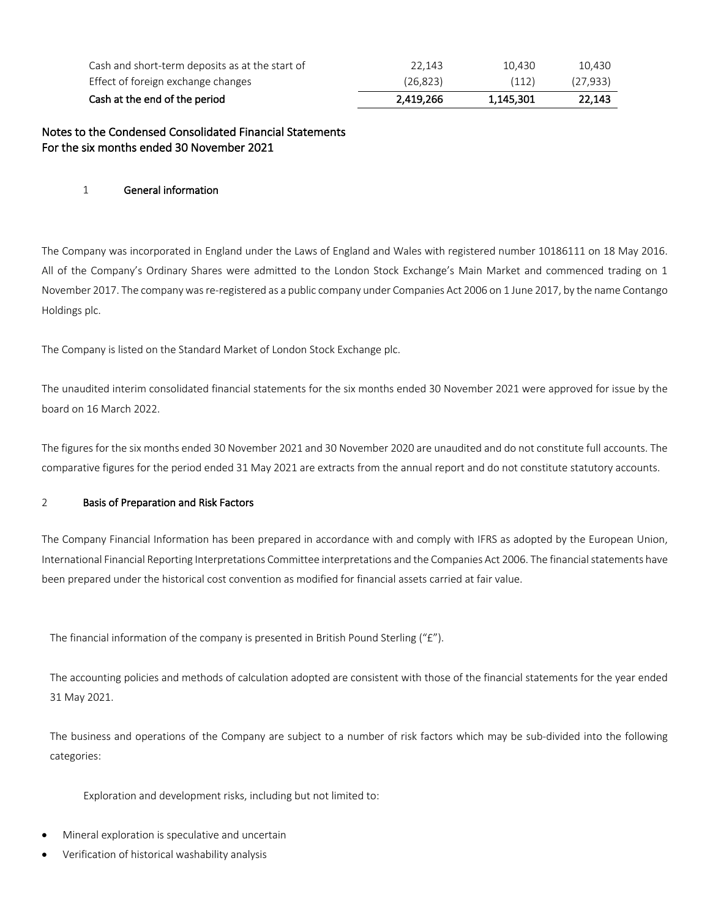| | | | |
|---|---|---|---|
| Cash and short-term deposits as at the start of | 22,143 | 10,430 | 10,430 |
| Effect of foreign exchange changes | (26,823) | (112) | (27,933) |
| **Cash at the end of the period** | **2,419,266** | **1,145,301** | **22,143** |

## Notes to the Condensed Consolidated Financial Statements
## For the six months ended 30 November 2021

### 1 General information

The Company was incorporated in England under the Laws of England and Wales with registered number 10186111 on 18 May 2016. All of the Company's Ordinary Shares were admitted to the London Stock Exchange's Main Market and commenced trading on 1 November 2017. The company was re-registered as a public company under Companies Act 2006 on 1 June 2017, by the name Contango Holdings plc.

The Company is listed on the Standard Market of London Stock Exchange plc.

The unaudited interim consolidated financial statements for the six months ended 30 November 2021 were approved for issue by the board on 16 March 2022.

The figures for the six months ended 30 November 2021 and 30 November 2020 are unaudited and do not constitute full accounts. The comparative figures for the period ended 31 May 2021 are extracts from the annual report and do not constitute statutory accounts.

### 2 Basis of Preparation and Risk Factors

The Company Financial Information has been prepared in accordance with and comply with IFRS as adopted by the European Union, International Financial Reporting Interpretations Committee interpretations and the Companies Act 2006. The financial statements have been prepared under the historical cost convention as modified for financial assets carried at fair value.

The financial information of the company is presented in British Pound Sterling ("£").

The accounting policies and methods of calculation adopted are consistent with those of the financial statements for the year ended 31 May 2021.

The business and operations of the Company are subject to a number of risk factors which may be sub-divided into the following categories:

Exploration and development risks, including but not limited to:

- Mineral exploration is speculative and uncertain
- Verification of historical washability analysis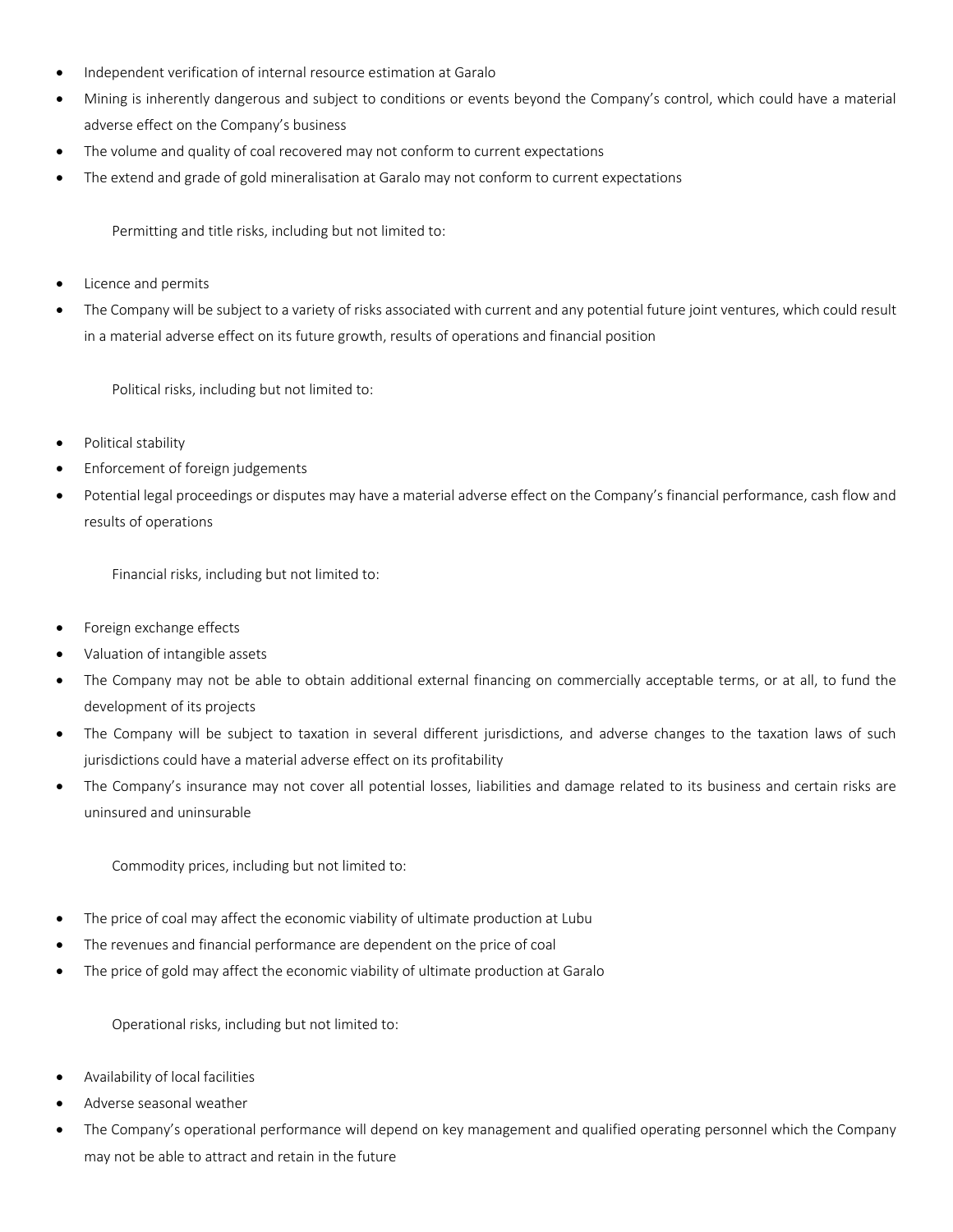- Independent verification of internal resource estimation at Garalo
- Mining is inherently dangerous and subject to conditions or events beyond the Company's control, which could have a material adverse effect on the Company's business
- The volume and quality of coal recovered may not conform to current expectations
- The extend and grade of gold mineralisation at Garalo may not conform to current expectations

Permitting and title risks, including but not limited to:

- Licence and permits
- The Company will be subject to a variety of risks associated with current and any potential future joint ventures, which could result in a material adverse effect on its future growth, results of operations and financial position

Political risks, including but not limited to:

- Political stability
- Enforcement of foreign judgements
- Potential legal proceedings or disputes may have a material adverse effect on the Company's financial performance, cash flow and results of operations

Financial risks, including but not limited to:

- Foreign exchange effects
- Valuation of intangible assets
- The Company may not be able to obtain additional external financing on commercially acceptable terms, or at all, to fund the development of its projects
- The Company will be subject to taxation in several different jurisdictions, and adverse changes to the taxation laws of such jurisdictions could have a material adverse effect on its profitability
- The Company's insurance may not cover all potential losses, liabilities and damage related to its business and certain risks are uninsured and uninsurable

Commodity prices, including but not limited to:

- The price of coal may affect the economic viability of ultimate production at Lubu
- The revenues and financial performance are dependent on the price of coal
- The price of gold may affect the economic viability of ultimate production at Garalo

Operational risks, including but not limited to:

- Availability of local facilities
- Adverse seasonal weather
- The Company's operational performance will depend on key management and qualified operating personnel which the Company may not be able to attract and retain in the future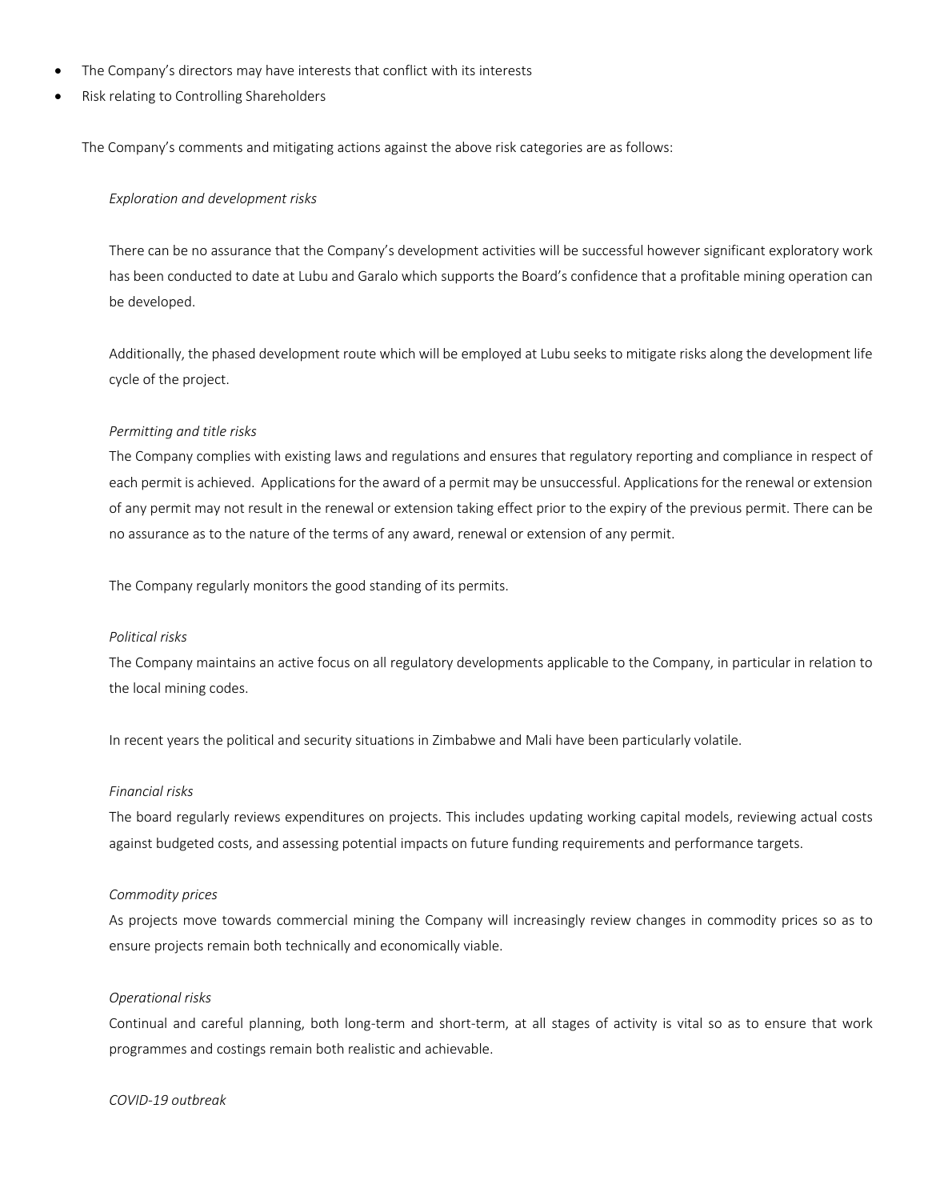- The Company's directors may have interests that conflict with its interests
- Risk relating to Controlling Shareholders

The Company's comments and mitigating actions against the above risk categories are as follows:

*Exploration and development risks*

There can be no assurance that the Company's development activities will be successful however significant exploratory work has been conducted to date at Lubu and Garalo which supports the Board's confidence that a profitable mining operation can be developed.

Additionally, the phased development route which will be employed at Lubu seeks to mitigate risks along the development life cycle of the project.

*Permitting and title risks*

The Company complies with existing laws and regulations and ensures that regulatory reporting and compliance in respect of each permit is achieved. Applications for the award of a permit may be unsuccessful. Applications for the renewal or extension of any permit may not result in the renewal or extension taking effect prior to the expiry of the previous permit. There can be no assurance as to the nature of the terms of any award, renewal or extension of any permit.

The Company regularly monitors the good standing of its permits.

*Political risks*

The Company maintains an active focus on all regulatory developments applicable to the Company, in particular in relation to the local mining codes.

In recent years the political and security situations in Zimbabwe and Mali have been particularly volatile.

*Financial risks*

The board regularly reviews expenditures on projects. This includes updating working capital models, reviewing actual costs against budgeted costs, and assessing potential impacts on future funding requirements and performance targets.

*Commodity prices*

As projects move towards commercial mining the Company will increasingly review changes in commodity prices so as to ensure projects remain both technically and economically viable.

*Operational risks*

Continual and careful planning, both long-term and short-term, at all stages of activity is vital so as to ensure that work programmes and costings remain both realistic and achievable.

*COVID-19 outbreak*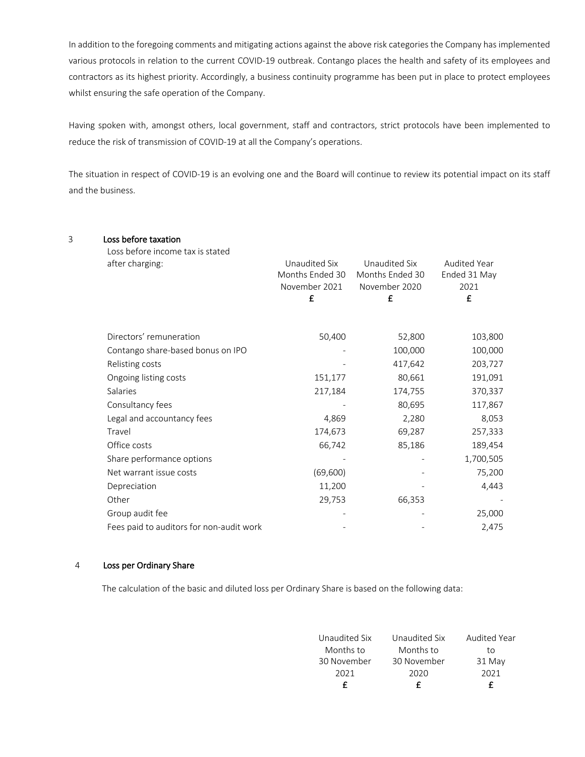In addition to the foregoing comments and mitigating actions against the above risk categories the Company has implemented various protocols in relation to the current COVID-19 outbreak. Contango places the health and safety of its employees and contractors as its highest priority. Accordingly, a business continuity programme has been put in place to protect employees whilst ensuring the safe operation of the Company.

Having spoken with, amongst others, local government, staff and contractors, strict protocols have been implemented to reduce the risk of transmission of COVID-19 at all the Company's operations.

The situation in respect of COVID-19 is an evolving one and the Board will continue to review its potential impact on its staff and the business.

## 3 Loss before taxation

| Loss before income tax is stated after charging: | Unaudited Six Months Ended 30 November 2021 £ | Unaudited Six Months Ended 30 November 2020 £ | Audited Year Ended 31 May 2021 £ |
|---|---|---|---|
| Directors' remuneration | 50,400 | 52,800 | 103,800 |
| Contango share-based bonus on IPO | - | 100,000 | 100,000 |
| Relisting costs | - | 417,642 | 203,727 |
| Ongoing listing costs | 151,177 | 80,661 | 191,091 |
| Salaries | 217,184 | 174,755 | 370,337 |
| Consultancy fees | - | 80,695 | 117,867 |
| Legal and accountancy fees | 4,869 | 2,280 | 8,053 |
| Travel | 174,673 | 69,287 | 257,333 |
| Office costs | 66,742 | 85,186 | 189,454 |
| Share performance options | - | - | 1,700,505 |
| Net warrant issue costs | (69,600) | - | 75,200 |
| Depreciation | 11,200 | - | 4,443 |
| Other | 29,753 | 66,353 | - |
| Group audit fee | - | - | 25,000 |
| Fees paid to auditors for non-audit work | - | - | 2,475 |

## 4 Loss per Ordinary Share

The calculation of the basic and diluted loss per Ordinary Share is based on the following data:

| | Unaudited Six Months to 30 November 2021 £ | Unaudited Six Months to 30 November 2020 £ | Audited Year to 31 May 2021 £ |
|---|---|---|---|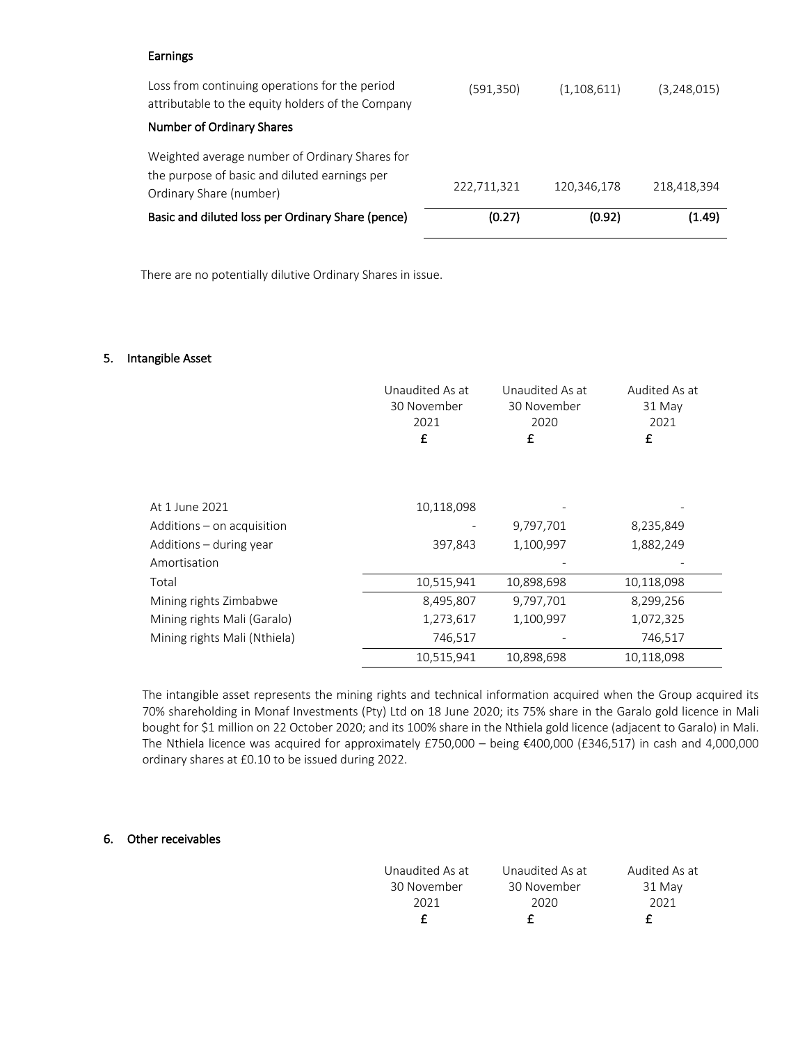**Earnings**

| | | | |
|---|---|---|---|
| Loss from continuing operations for the period attributable to the equity holders of the Company | (591,350) | (1,108,611) | (3,248,015) |
| **Number of Ordinary Shares** | | | |
| Weighted average number of Ordinary Shares for the purpose of basic and diluted earnings per Ordinary Share (number) | 222,711,321 | 120,346,178 | 218,418,394 |
| **Basic and diluted loss per Ordinary Share (pence)** | **(0.27)** | **(0.92)** | **(1.49)** |

There are no potentially dilutive Ordinary Shares in issue.

## 5. Intangible Asset

| | Unaudited As at 30 November 2021 £ | Unaudited As at 30 November 2020 £ | Audited As at 31 May 2021 £ |
|---|---|---|---|
| At 1 June 2021 | 10,118,098 | - | - |
| Additions – on acquisition | - | 9,797,701 | 8,235,849 |
| Additions – during year | 397,843 | 1,100,997 | 1,882,249 |
| Amortisation | | - | - |
| Total | 10,515,941 | 10,898,698 | 10,118,098 |
| Mining rights Zimbabwe | 8,495,807 | 9,797,701 | 8,299,256 |
| Mining rights Mali (Garalo) | 1,273,617 | 1,100,997 | 1,072,325 |
| Mining rights Mali (Nthiela) | 746,517 | - | 746,517 |
| | 10,515,941 | 10,898,698 | 10,118,098 |

The intangible asset represents the mining rights and technical information acquired when the Group acquired its 70% shareholding in Monaf Investments (Pty) Ltd on 18 June 2020; its 75% share in the Garalo gold licence in Mali bought for $1 million on 22 October 2020; and its 100% share in the Nthiela gold licence (adjacent to Garalo) in Mali. The Nthiela licence was acquired for approximately £750,000 – being €400,000 (£346,517) in cash and 4,000,000 ordinary shares at £0.10 to be issued during 2022.

## 6. Other receivables

| | Unaudited As at 30 November 2021 £ | Unaudited As at 30 November 2020 £ | Audited As at 31 May 2021 £ |
|---|---|---|---|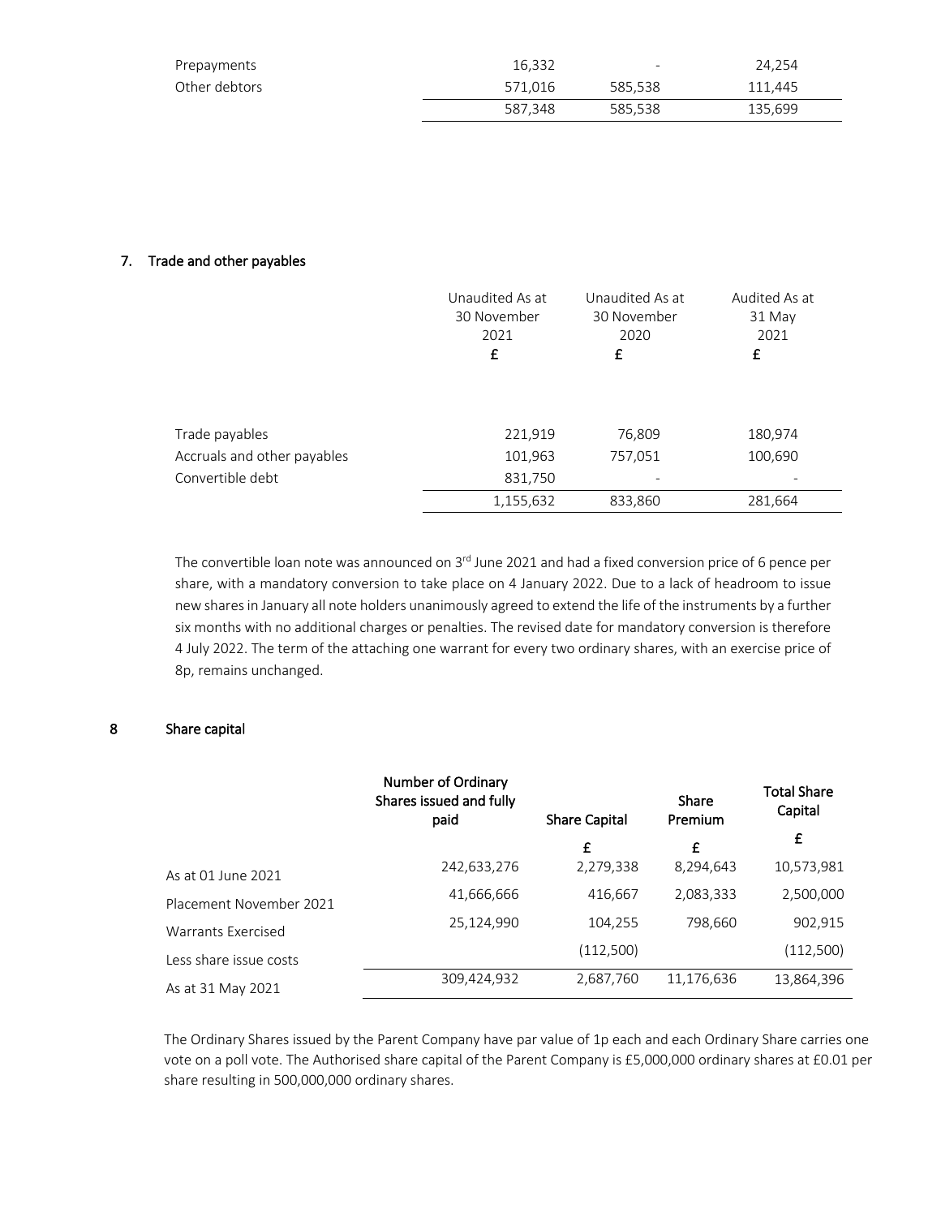| | | | |
|---|---|---|---|
| Prepayments | 16,332 | - | 24,254 |
| Other debtors | 571,016 | 585,538 | 111,445 |
| | 587,348 | 585,538 | 135,699 |

## 7. Trade and other payables

| | Unaudited As at 30 November 2021 £ | Unaudited As at 30 November 2020 £ | Audited As at 31 May 2021 £ |
|---|---|---|---|
| Trade payables | 221,919 | 76,809 | 180,974 |
| Accruals and other payables | 101,963 | 757,051 | 100,690 |
| Convertible debt | 831,750 | - | - |
| | 1,155,632 | 833,860 | 281,664 |

The convertible loan note was announced on 3rd June 2021 and had a fixed conversion price of 6 pence per share, with a mandatory conversion to take place on 4 January 2022. Due to a lack of headroom to issue new shares in January all note holders unanimously agreed to extend the life of the instruments by a further six months with no additional charges or penalties. The revised date for mandatory conversion is therefore 4 July 2022. The term of the attaching one warrant for every two ordinary shares, with an exercise price of 8p, remains unchanged.

## 8 Share capital

| | Number of Ordinary Shares issued and fully paid | Share Capital £ | Share Premium £ | Total Share Capital £ |
|---|---|---|---|---|
| As at 01 June 2021 | 242,633,276 | 2,279,338 | 8,294,643 | 10,573,981 |
| Placement November 2021 | 41,666,666 | 416,667 | 2,083,333 | 2,500,000 |
| Warrants Exercised | 25,124,990 | 104,255 | 798,660 | 902,915 |
| Less share issue costs | | (112,500) | | (112,500) |
| As at 31 May 2021 | 309,424,932 | 2,687,760 | 11,176,636 | 13,864,396 |

The Ordinary Shares issued by the Parent Company have par value of 1p each and each Ordinary Share carries one vote on a poll vote. The Authorised share capital of the Parent Company is £5,000,000 ordinary shares at £0.01 per share resulting in 500,000,000 ordinary shares.